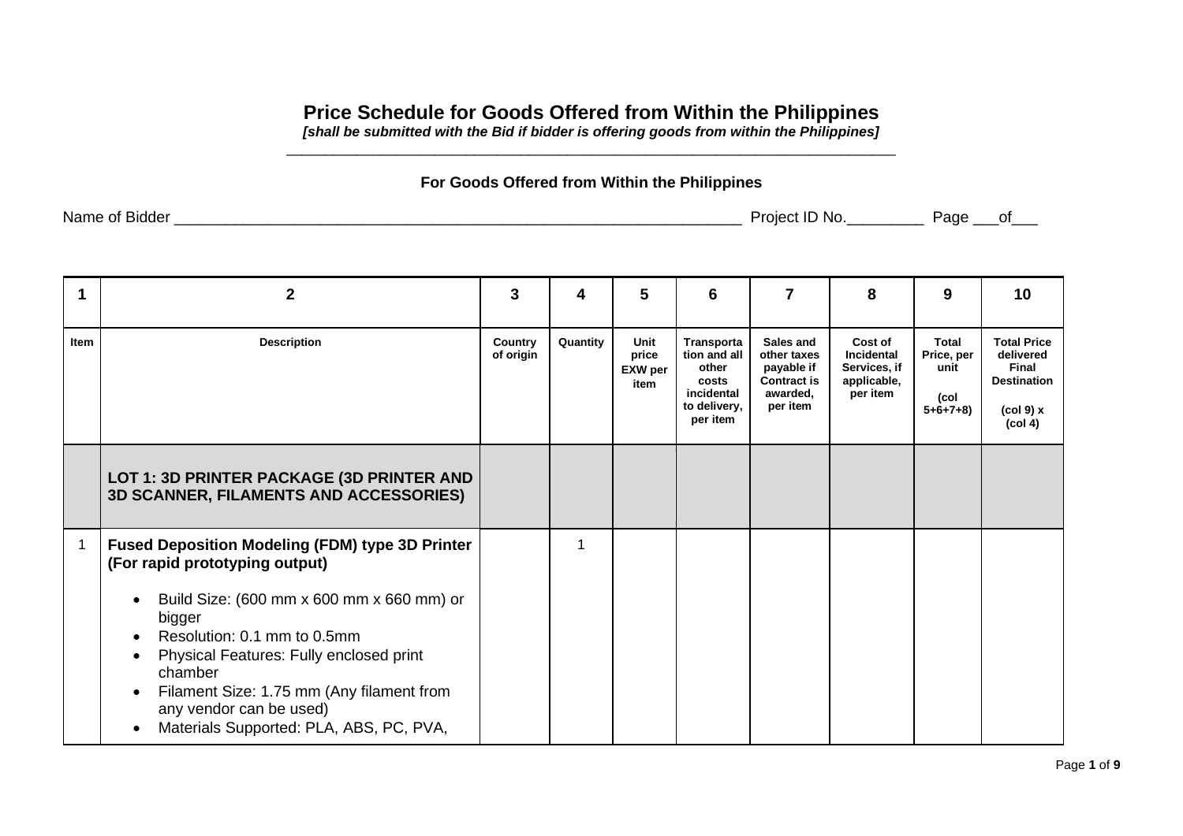# Price Schedule for Goods Offered from Within the Philippines

***[shall be submitted with the Bid if bidder is offering goods from within the Philippines]***

---

**For Goods Offered from Within the Philippines**

Name of Bidder ____________________________________________ Project ID No._________ Page ___of___

| 1 | 2 | 3 | 4 | 5 | 6 | 7 | 8 | 9 | 10 |
|---|---|---|---|---|---|---|---|---|---|
| **Item** | **Description** | **Country of origin** | **Quantity** | **Unit price EXW per item** | **Transportation and all other costs incidental to delivery, per item** | **Sales and other taxes payable if Contract is awarded, per item** | **Cost of Incidental Services, if applicable, per item** | **Total Price, per unit (col 5+6+7+8)** | **Total Price delivered Final Destination (col 9) x (col 4)** |
| | **LOT 1: 3D PRINTER PACKAGE (3D PRINTER AND 3D SCANNER, FILAMENTS AND ACCESSORIES)** | | | | | | | | |
| 1 | **Fused Deposition Modeling (FDM) type 3D Printer (For rapid prototyping output)**<br><br>• Build Size: (600 mm x 600 mm x 660 mm) or bigger<br>• Resolution: 0.1 mm to 0.5mm<br>• Physical Features: Fully enclosed print chamber<br>• Filament Size: 1.75 mm (Any filament from any vendor can be used)<br>• Materials Supported: PLA, ABS, PC, PVA, | | 1 | | | | | | |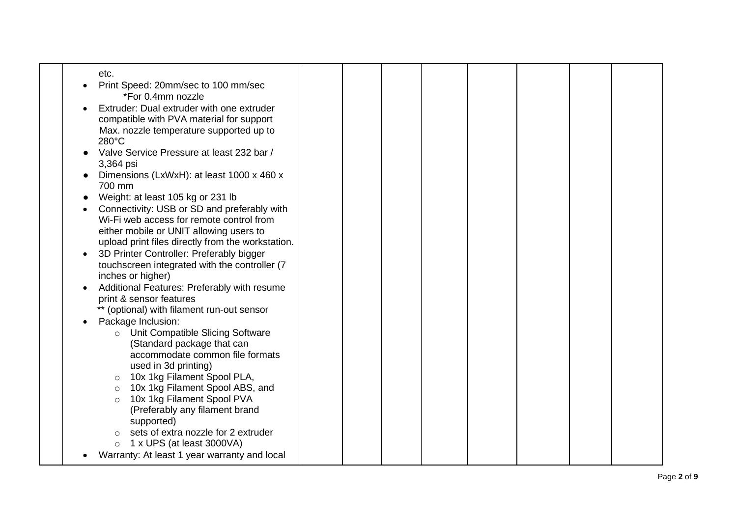| | | | | | | | | | |
|---|---|---|---|---|---|---|---|---|---|
| | etc.<br>• Print Speed: 20mm/sec to 100 mm/sec<br>*For 0.4mm nozzle<br>• Extruder: Dual extruder with one extruder compatible with PVA material for support<br>Max. nozzle temperature supported up to 280°C<br>• Valve Service Pressure at least 232 bar / 3,364 psi<br>• Dimensions (LxWxH): at least 1000 x 460 x 700 mm<br>• Weight: at least 105 kg or 231 lb<br>• Connectivity: USB or SD and preferably with Wi-Fi web access for remote control from either mobile or UNIT allowing users to upload print files directly from the workstation.<br>• 3D Printer Controller: Preferably bigger touchscreen integrated with the controller (7 inches or higher)<br>• Additional Features: Preferably with resume print & sensor features<br>** (optional) with filament run-out sensor<br>• Package Inclusion:<br>  ◦ Unit Compatible Slicing Software (Standard package that can accommodate common file formats used in 3d printing)<br>  ◦ 10x 1kg Filament Spool PLA,<br>  ◦ 10x 1kg Filament Spool ABS, and<br>  ◦ 10x 1kg Filament Spool PVA (Preferably any filament brand supported)<br>  ◦ sets of extra nozzle for 2 extruder<br>  ◦ 1 x UPS (at least 3000VA)<br>• Warranty: At least 1 year warranty and local | | | | | | | | |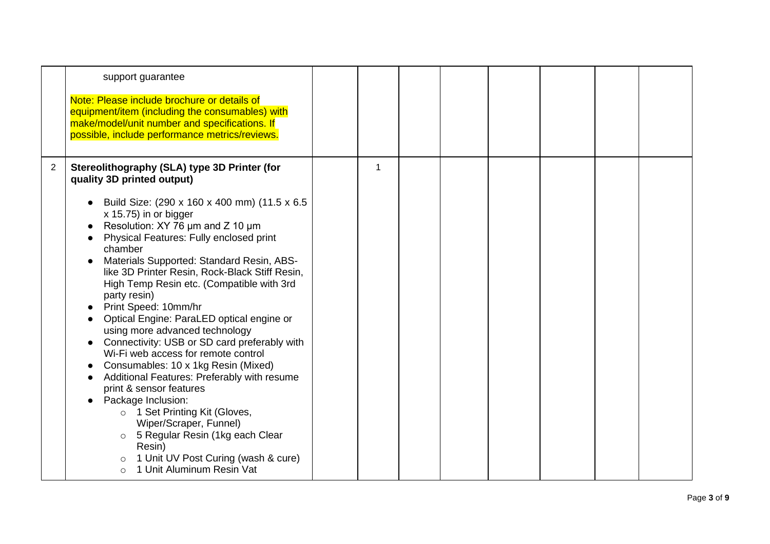|  |  |  |  |  |  |  |  |  |  |
|---|---|---|---|---|---|---|---|---|---|
|  | support guarantee<br><br>Note: Please include brochure or details of equipment/item (including the consumables) with make/model/unit number and specifications. If possible, include performance metrics/reviews. |  |  |  |  |  |  |  |  |
| 2 | **Stereolithography (SLA) type 3D Printer (for quality 3D printed output)**<br><br>• Build Size: (290 x 160 x 400 mm) (11.5 x 6.5 x 15.75) in or bigger<br>• Resolution: XY 76 μm and Z 10 μm<br>• Physical Features: Fully enclosed print chamber<br>• Materials Supported: Standard Resin, ABS-like 3D Printer Resin, Rock-Black Stiff Resin, High Temp Resin etc. (Compatible with 3rd party resin)<br>• Print Speed: 10mm/hr<br>• Optical Engine: ParaLED optical engine or using more advanced technology<br>• Connectivity: USB or SD card preferably with Wi-Fi web access for remote control<br>• Consumables: 10 x 1kg Resin (Mixed)<br>• Additional Features: Preferably with resume print & sensor features<br>• Package Inclusion:<br>  ○ 1 Set Printing Kit (Gloves, Wiper/Scraper, Funnel)<br>  ○ 5 Regular Resin (1kg each Clear Resin)<br>  ○ 1 Unit UV Post Curing (wash & cure)<br>  ○ 1 Unit Aluminum Resin Vat |  | 1 |  |  |  |  |  |  |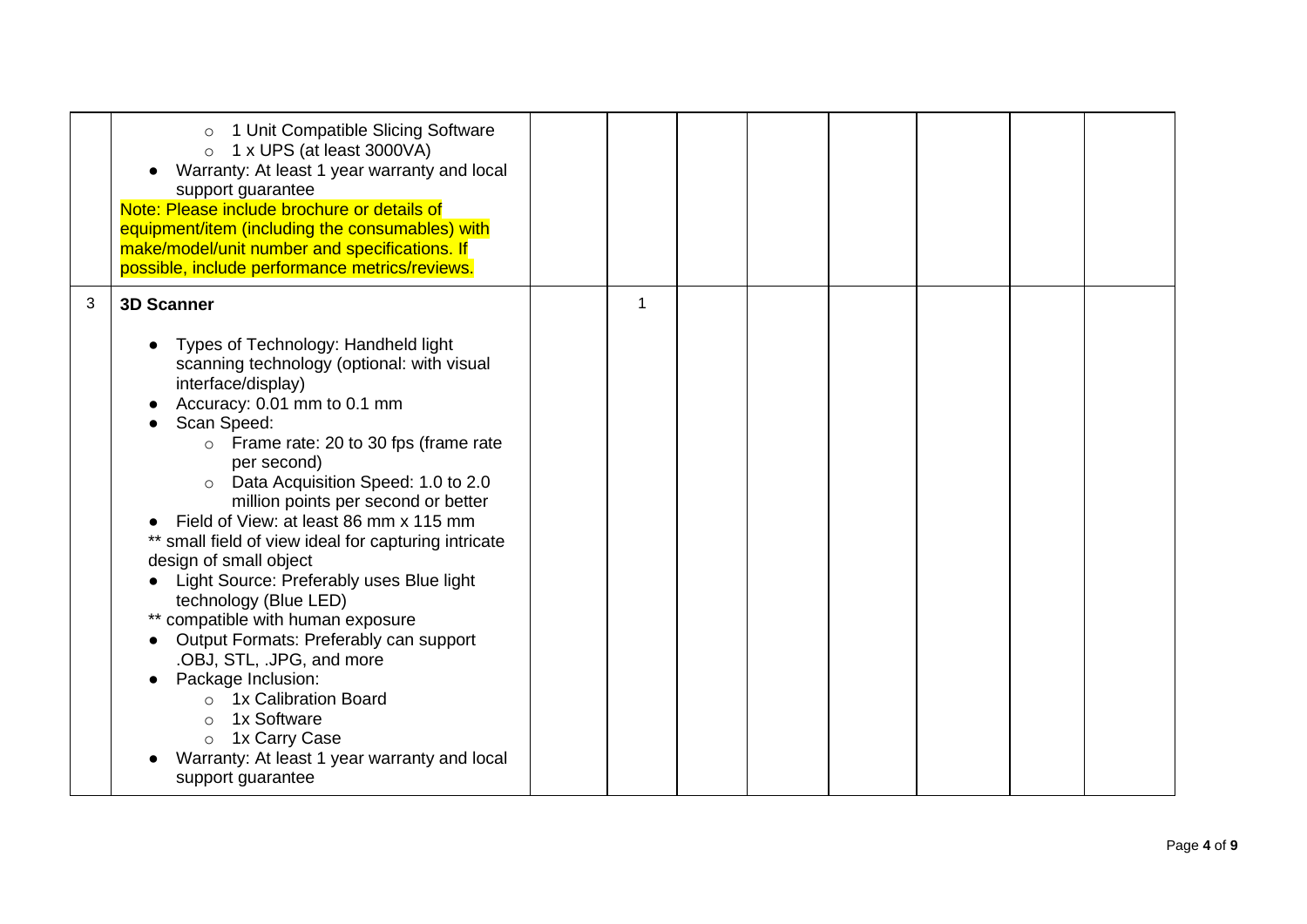| | | | | | | | | | |
|---|---|---|---|---|---|---|---|---|---|
| | ○ 1 Unit Compatible Slicing Software<br>○ 1 x UPS (at least 3000VA)<br>● Warranty: At least 1 year warranty and local support guarantee<br>Note: Please include brochure or details of equipment/item (including the consumables) with make/model/unit number and specifications. If possible, include performance metrics/reviews. | | | | | | | | |
| 3 | **3D Scanner**<br><br>● Types of Technology: Handheld light scanning technology (optional: with visual interface/display)<br>● Accuracy: 0.01 mm to 0.1 mm<br>● Scan Speed:<br>○ Frame rate: 20 to 30 fps (frame rate per second)<br>○ Data Acquisition Speed: 1.0 to 2.0 million points per second or better<br>● Field of View: at least 86 mm x 115 mm<br>** small field of view ideal for capturing intricate design of small object<br>● Light Source: Preferably uses Blue light technology (Blue LED)<br>** compatible with human exposure<br>● Output Formats: Preferably can support .OBJ, STL, .JPG, and more<br>● Package Inclusion:<br>○ 1x Calibration Board<br>○ 1x Software<br>○ 1x Carry Case<br>● Warranty: At least 1 year warranty and local support guarantee | | 1 | | | | | | |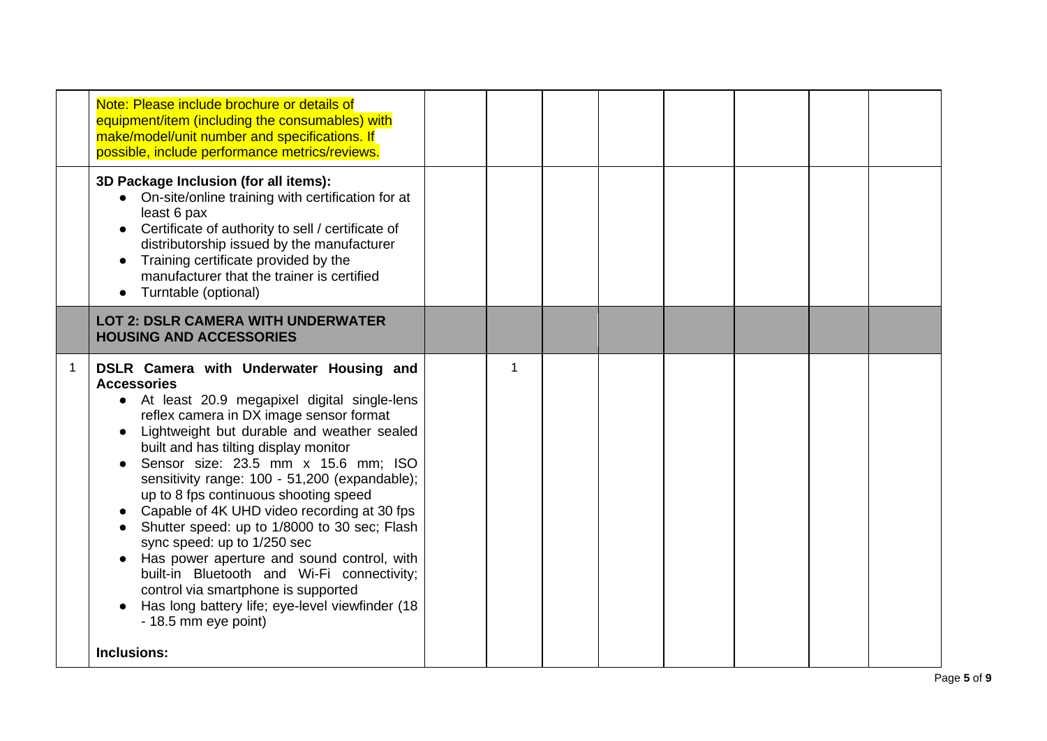| | | | | | | | | | |
|---|---|---|---|---|---|---|---|---|---|
| | Note: Please include brochure or details of equipment/item (including the consumables) with make/model/unit number and specifications. If possible, include performance metrics/reviews. | | | | | | | | |
| | **3D Package Inclusion (for all items):**<br>• On-site/online training with certification for at least 6 pax<br>• Certificate of authority to sell / certificate of distributorship issued by the manufacturer<br>• Training certificate provided by the manufacturer that the trainer is certified<br>• Turntable (optional) | | | | | | | | |
| | **LOT 2: DSLR CAMERA WITH UNDERWATER HOUSING AND ACCESSORIES** | | | | | | | | |
| 1 | **DSLR Camera with Underwater Housing and Accessories**<br>• At least 20.9 megapixel digital single-lens reflex camera in DX image sensor format<br>• Lightweight but durable and weather sealed built and has tilting display monitor<br>• Sensor size: 23.5 mm x 15.6 mm; ISO sensitivity range: 100 - 51,200 (expandable); up to 8 fps continuous shooting speed<br>• Capable of 4K UHD video recording at 30 fps<br>• Shutter speed: up to 1/8000 to 30 sec; Flash sync speed: up to 1/250 sec<br>• Has power aperture and sound control, with built-in Bluetooth and Wi-Fi connectivity; control via smartphone is supported<br>• Has long battery life; eye-level viewfinder (18 - 18.5 mm eye point)<br><br>**Inclusions:** | | 1 | | | | | | |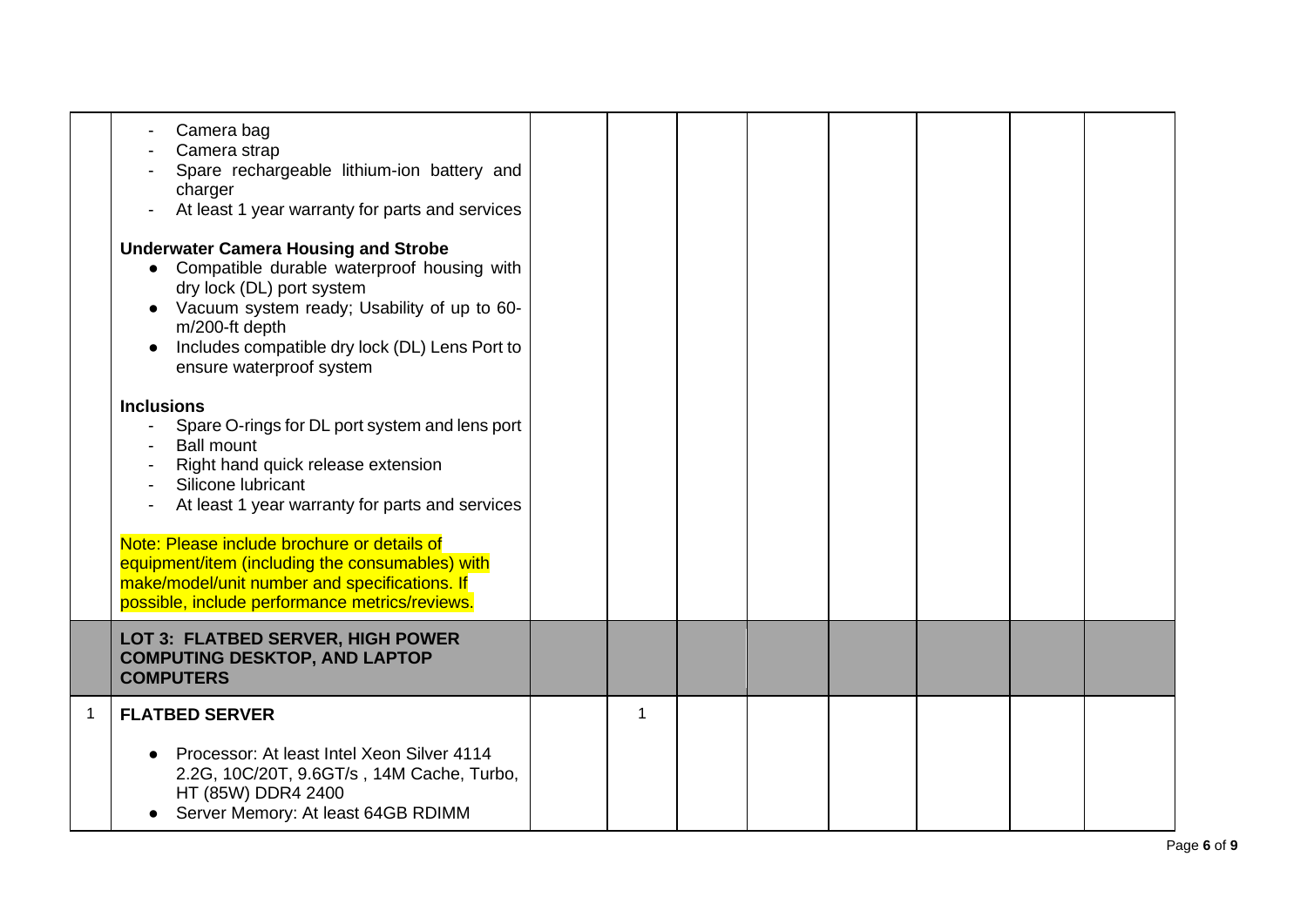| | | | | | | | | |
|---|---|---|---|---|---|---|---|---|
| | - Camera bag<br>- Camera strap<br>- Spare rechargeable lithium-ion battery and charger<br>- At least 1 year warranty for parts and services<br><br>**Underwater Camera Housing and Strobe**<br>• Compatible durable waterproof housing with dry lock (DL) port system<br>• Vacuum system ready; Usability of up to 60-m/200-ft depth<br>• Includes compatible dry lock (DL) Lens Port to ensure waterproof system<br><br>**Inclusions**<br>- Spare O-rings for DL port system and lens port<br>- Ball mount<br>- Right hand quick release extension<br>- Silicone lubricant<br>- At least 1 year warranty for parts and services<br><br>Note: Please include brochure or details of equipment/item (including the consumables) with make/model/unit number and specifications. If possible, include performance metrics/reviews. | | | | | | | |
| | **LOT 3: FLATBED SERVER, HIGH POWER COMPUTING DESKTOP, AND LAPTOP COMPUTERS** | | | | | | | |
| 1 | **FLATBED SERVER**<br><br>• Processor: At least Intel Xeon Silver 4114 2.2G, 10C/20T, 9.6GT/s , 14M Cache, Turbo, HT (85W) DDR4 2400<br>• Server Memory: At least 64GB RDIMM | | 1 | | | | | |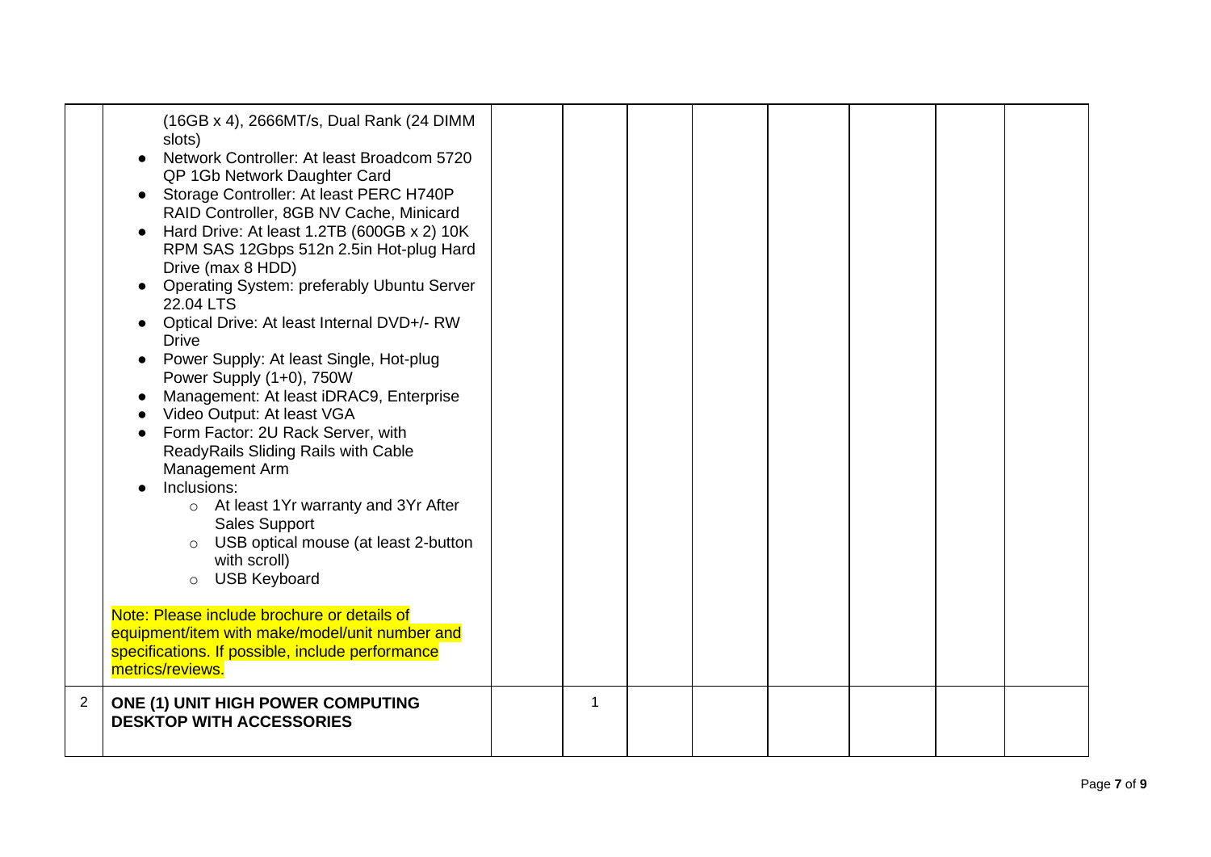| | | | | | | | | | |
|---|---|---|---|---|---|---|---|---|---|
| | (16GB x 4), 2666MT/s, Dual Rank (24 DIMM slots)<br>• Network Controller: At least Broadcom 5720 QP 1Gb Network Daughter Card<br>• Storage Controller: At least PERC H740P RAID Controller, 8GB NV Cache, Minicard<br>• Hard Drive: At least 1.2TB (600GB x 2) 10K RPM SAS 12Gbps 512n 2.5in Hot-plug Hard Drive (max 8 HDD)<br>• Operating System: preferably Ubuntu Server 22.04 LTS<br>• Optical Drive: At least Internal DVD+/- RW Drive<br>• Power Supply: At least Single, Hot-plug Power Supply (1+0), 750W<br>• Management: At least iDRAC9, Enterprise<br>• Video Output: At least VGA<br>• Form Factor: 2U Rack Server, with ReadyRails Sliding Rails with Cable Management Arm<br>• Inclusions:<br>&nbsp;&nbsp;&nbsp;&nbsp;○ At least 1Yr warranty and 3Yr After Sales Support<br>&nbsp;&nbsp;&nbsp;&nbsp;○ USB optical mouse (at least 2-button with scroll)<br>&nbsp;&nbsp;&nbsp;&nbsp;○ USB Keyboard<br><br>Note: Please include brochure or details of equipment/item with make/model/unit number and specifications. If possible, include performance metrics/reviews. | | | | | | | | |
| 2 | **ONE (1) UNIT HIGH POWER COMPUTING DESKTOP WITH ACCESSORIES** | | 1 | | | | | | |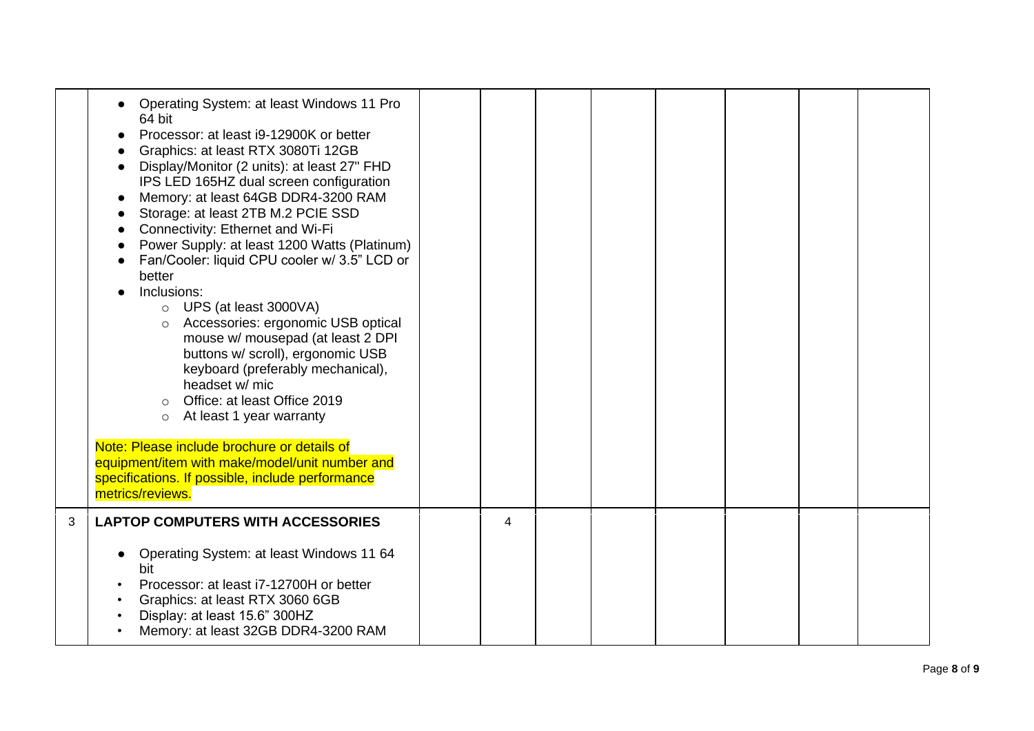| | | | | | | | | | |
|---|---|---|---|---|---|---|---|---|---|
| | <ul><li>Operating System: at least Windows 11 Pro 64 bit</li><li>Processor: at least i9-12900K or better</li><li>Graphics: at least RTX 3080Ti 12GB</li><li>Display/Monitor (2 units): at least 27" FHD IPS LED 165HZ dual screen configuration</li><li>Memory: at least 64GB DDR4-3200 RAM</li><li>Storage: at least 2TB M.2 PCIE SSD</li><li>Connectivity: Ethernet and Wi-Fi</li><li>Power Supply: at least 1200 Watts (Platinum)</li><li>Fan/Cooler: liquid CPU cooler w/ 3.5" LCD or better</li><li>Inclusions:<ul><li>UPS (at least 3000VA)</li><li>Accessories: ergonomic USB optical mouse w/ mousepad (at least 2 DPI buttons w/ scroll), ergonomic USB keyboard (preferably mechanical), headset w/ mic</li><li>Office: at least Office 2019</li><li>At least 1 year warranty</li></ul></li></ul>Note: Please include brochure or details of equipment/item with make/model/unit number and specifications. If possible, include performance metrics/reviews. | | | | | | | | |
| 3 | **LAPTOP COMPUTERS WITH ACCESSORIES**<ul><li>Operating System: at least Windows 11 64 bit</li><li>Processor: at least i7-12700H or better</li><li>Graphics: at least RTX 3060 6GB</li><li>Display: at least 15.6" 300HZ</li><li>Memory: at least 32GB DDR4-3200 RAM</li></ul> | | 4 | | | | | | |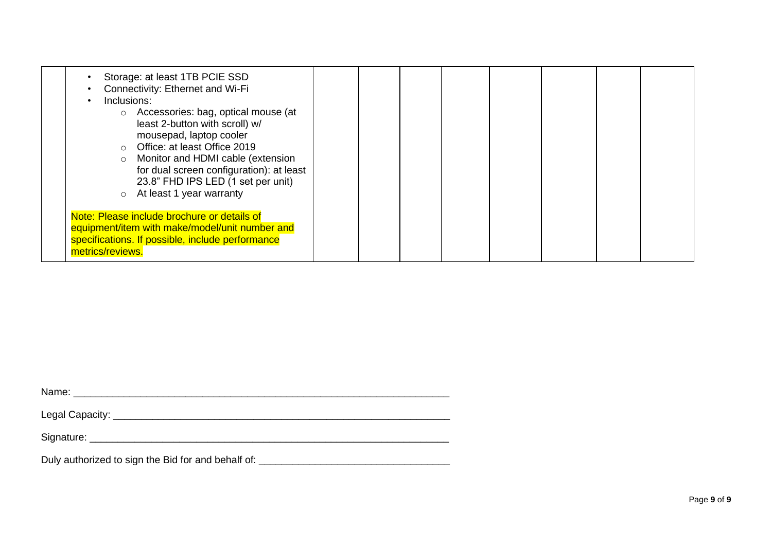| | | | | | | | | | |
|---|---|---|---|---|---|---|---|---|---|
| | • Storage: at least 1TB PCIE SSD<br>• Connectivity: Ethernet and Wi-Fi<br>• Inclusions:<br>  ○ Accessories: bag, optical mouse (at least 2-button with scroll) w/ mousepad, laptop cooler<br>  ○ Office: at least Office 2019<br>  ○ Monitor and HDMI cable (extension for dual screen configuration): at least 23.8" FHD IPS LED (1 set per unit)<br>  ○ At least 1 year warranty<br><br>Note: Please include brochure or details of equipment/item with make/model/unit number and specifications. If possible, include performance metrics/reviews. | | | | | | | | |

Name: ___________________________________________________________________

Legal Capacity: ____________________________________________________________

Signature: ________________________________________________________________

Duly authorized to sign the Bid for and behalf of: _________________________________